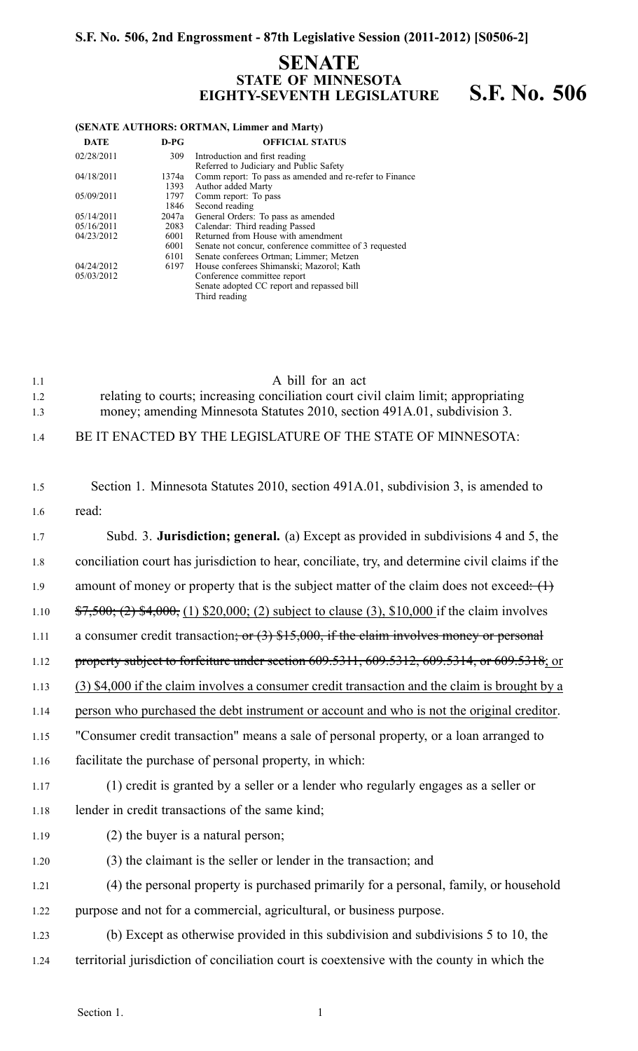**S.F. No. 506, 2nd Engrossment - 87th Legislative Session (2011-2012) [S0506-2]**

# SENATE
## STATE OF MINNESOTA
## EIGHTY-SEVENTH LEGISLATURE **S.F. No. 506**

**(SENATE AUTHORS: ORTMAN, Limmer and Marty)**

| DATE | D-PG | OFFICIAL STATUS |
|---|---|---|
| 02/28/2011 | 309 | Introduction and first reading<br>Referred to Judiciary and Public Safety |
| 04/18/2011 | 1374a | Comm report: To pass as amended and re-refer to Finance |
| | 1393 | Author added Marty |
| 05/09/2011 | 1797 | Comm report: To pass |
| | 1846 | Second reading |
| 05/14/2011 | 2047a | General Orders: To pass as amended |
| 05/16/2011 | 2083 | Calendar: Third reading Passed |
| 04/23/2012 | 6001 | Returned from House with amendment |
| | 6001 | Senate not concur, conference committee of 3 requested |
| | 6101 | Senate conferees Ortman; Limmer; Metzen |
| 04/24/2012 | 6197 | House conferees Shimanski; Mazorol; Kath |
| 05/03/2012 | | Conference committee report<br>Senate adopted CC report and repassed bill<br>Third reading |

1.1 A bill for an act
1.2 relating to courts; increasing conciliation court civil claim limit; appropriating
1.3 money; amending Minnesota Statutes 2010, section 491A.01, subdivision 3.

1.4 BE IT ENACTED BY THE LEGISLATURE OF THE STATE OF MINNESOTA:

1.5 Section 1. Minnesota Statutes 2010, section 491A.01, subdivision 3, is amended to
1.6 read:

1.7 Subd. 3. **Jurisdiction; general.** (a) Except as provided in subdivisions 4 and 5, the
1.8 conciliation court has jurisdiction to hear, conciliate, try, and determine civil claims if the
1.9 amount of money or property that is the subject matter of the claim does not exceed~~: (1)~~
1.10 ~~$7,500; (2) $4,000,~~ (1) $20,000; (2) subject to clause (3), $10,000 if the claim involves
1.11 a consumer credit transaction~~; or (3) $15,000, if the claim involves money or personal~~
1.12 ~~property subject to forfeiture under section 609.5311, 609.5312, 609.5314, or 609.5318~~; or
1.13 (3) $4,000 if the claim involves a consumer credit transaction and the claim is brought by a
1.14 person who purchased the debt instrument or account and who is not the original creditor.
1.15 "Consumer credit transaction" means a sale of personal property, or a loan arranged to
1.16 facilitate the purchase of personal property, in which:

1.17 (1) credit is granted by a seller or a lender who regularly engages as a seller or
1.18 lender in credit transactions of the same kind;

1.19 (2) the buyer is a natural person;

1.20 (3) the claimant is the seller or lender in the transaction; and

1.21 (4) the personal property is purchased primarily for a personal, family, or household
1.22 purpose and not for a commercial, agricultural, or business purpose.

1.23 (b) Except as otherwise provided in this subdivision and subdivisions 5 to 10, the
1.24 territorial jurisdiction of conciliation court is coextensive with the county in which the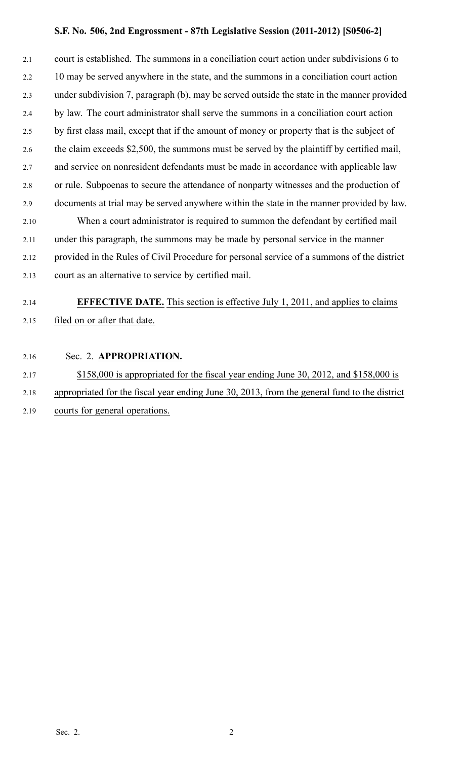court is established. The summons in a conciliation court action under subdivisions 6 to 10 may be served anywhere in the state, and the summons in a conciliation court action under subdivision 7, paragraph (b), may be served outside the state in the manner provided by law. The court administrator shall serve the summons in a conciliation court action by first class mail, except that if the amount of money or property that is the subject of the claim exceeds $2,500, the summons must be served by the plaintiff by certified mail, and service on nonresident defendants must be made in accordance with applicable law or rule. Subpoenas to secure the attendance of nonparty witnesses and the production of documents at trial may be served anywhere within the state in the manner provided by law.

When a court administrator is required to summon the defendant by certified mail under this paragraph, the summons may be made by personal service in the manner provided in the Rules of Civil Procedure for personal service of a summons of the district court as an alternative to service by certified mail.

**EFFECTIVE DATE.** This section is effective July 1, 2011, and applies to claims filed on or after that date.

Sec. 2. **APPROPRIATION.**

$158,000 is appropriated for the fiscal year ending June 30, 2012, and $158,000 is appropriated for the fiscal year ending June 30, 2013, from the general fund to the district courts for general operations.